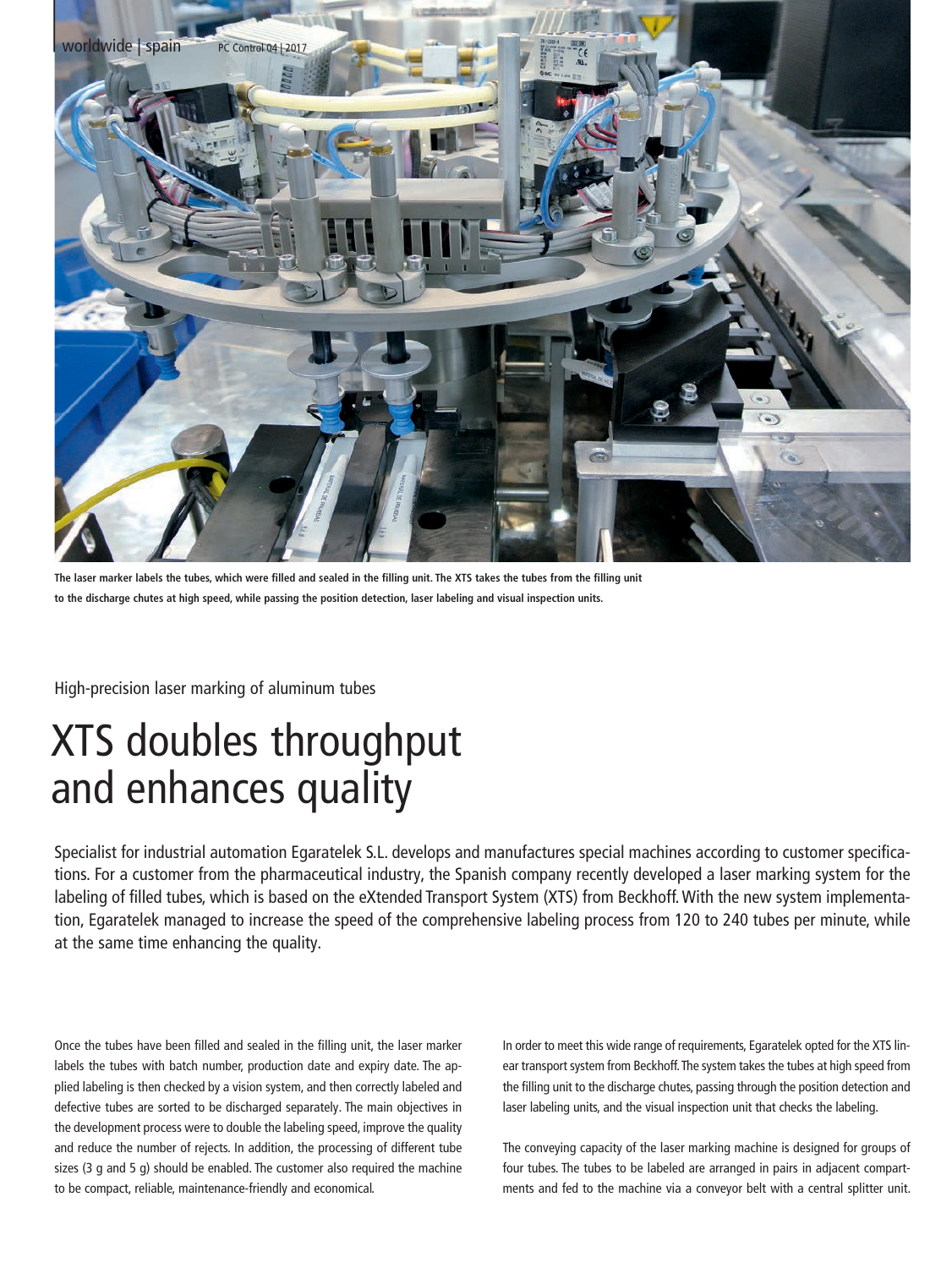The laser marker labels the tubes, which were filled and sealed in the filling unit. The XTS takes the tubes from the filling unit to the discharge chutes at high speed, while passing the position detection, laser labeling and visual inspection units.

High-precision laser marking of aluminum tubes

# XTS doubles throughput and enhances quality

Specialist for industrial automation Egaratelek S.L. develops and manufactures special machines according to customer specifications. For a customer from the pharmaceutical industry, the Spanish company recently developed a laser marking system for the labeling of filled tubes, which is based on the eXtended Transport System (XTS) from Beckhoff. With the new system implementation, Egaratelek managed to increase the speed of the comprehensive labeling process from 120 to 240 tubes per minute, while at the same time enhancing the quality.

Once the tubes have been filled and sealed in the filling unit, the laser marker labels the tubes with batch number, production date and expiry date. The applied labeling is then checked by a vision system, and then correctly labeled and defective tubes are sorted to be discharged separately. The main objectives in the development process were to double the labeling speed, improve the quality and reduce the number of rejects. In addition, the processing of different tube sizes (3 g and 5 g) should be enabled. The customer also required the machine to be compact, reliable, maintenance-friendly and economical.

In order to meet this wide range of requirements, Egaratelek opted for the XTS linear transport system from Beckhoff. The system takes the tubes at high speed from the filling unit to the discharge chutes, passing through the position detection and laser labeling units, and the visual inspection unit that checks the labeling.

The conveying capacity of the laser marking machine is designed for groups of four tubes. The tubes to be labeled are arranged in pairs in adjacent compartments and fed to the machine via a conveyor belt with a central splitter unit.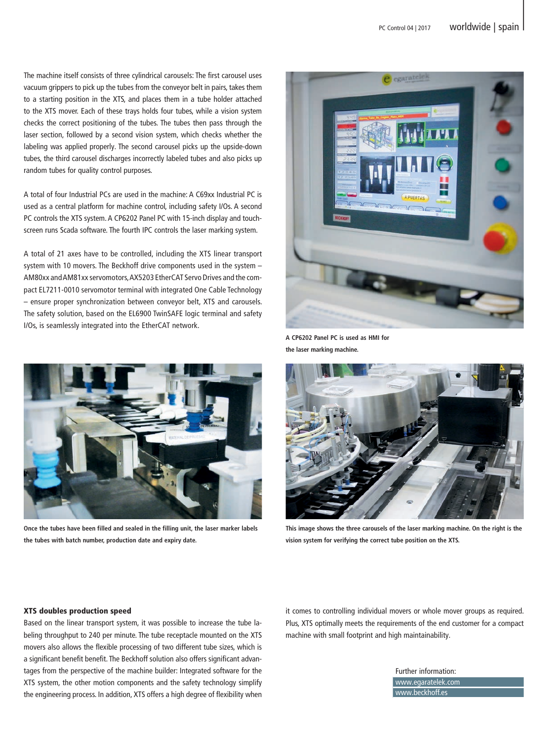The machine itself consists of three cylindrical carousels: The first carousel uses vacuum grippers to pick up the tubes from the conveyor belt in pairs, takes them to a starting position in the XTS, and places them in a tube holder attached to the XTS mover. Each of these trays holds four tubes, while a vision system checks the correct positioning of the tubes. The tubes then pass through the laser section, followed by a second vision system, which checks whether the labeling was applied properly. The second carousel picks up the upside-down tubes, the third carousel discharges incorrectly labeled tubes and also picks up random tubes for quality control purposes.

A total of four Industrial PCs are used in the machine: A C69xx Industrial PC is used as a central platform for machine control, including safety I/Os. A second PC controls the XTS system. A CP6202 Panel PC with 15-inch display and touch-screen runs Scada software. The fourth IPC controls the laser marking system.

A total of 21 axes have to be controlled, including the XTS linear transport system with 10 movers. The Beckhoff drive components used in the system – AM80xx and AM81xx servomotors, AX5203 EtherCAT Servo Drives and the compact EL7211-0010 servomotor terminal with integrated One Cable Technology – ensure proper synchronization between conveyor belt, XTS and carousels. The safety solution, based on the EL6900 TwinSAFE logic terminal and safety I/Os, is seamlessly integrated into the EtherCAT network.

A CP6202 Panel PC is used as HMI for the laser marking machine.

Once the tubes have been filled and sealed in the filling unit, the laser marker labels the tubes with batch number, production date and expiry date.

This image shows the three carousels of the laser marking machine. On the right is the vision system for verifying the correct tube position on the XTS.

### XTS doubles production speed

Based on the linear transport system, it was possible to increase the tube labeling throughput to 240 per minute. The tube receptacle mounted on the XTS movers also allows the flexible processing of two different tube sizes, which is a significant benefit benefit. The Beckhoff solution also offers significant advantages from the perspective of the machine builder: Integrated software for the XTS system, the other motion components and the safety technology simplify the engineering process. In addition, XTS offers a high degree of flexibility when it comes to controlling individual movers or whole mover groups as required. Plus, XTS optimally meets the requirements of the end customer for a compact machine with small footprint and high maintainability.

Further information:
www.egaratelek.com
www.beckhoff.es